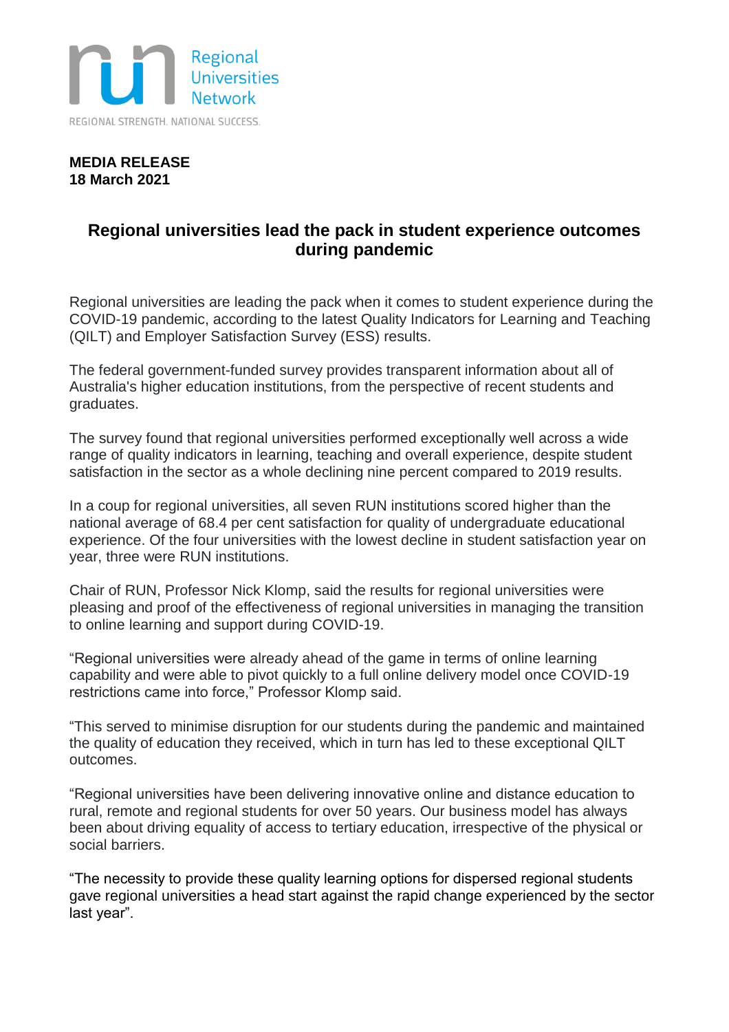Regional Universities Network

REGIONAL STRENGTH. NATIONAL SUCCESS.

**MEDIA RELEASE**
**18 March 2021**

# Regional universities lead the pack in student experience outcomes during pandemic

Regional universities are leading the pack when it comes to student experience during the COVID-19 pandemic, according to the latest Quality Indicators for Learning and Teaching (QILT) and Employer Satisfaction Survey (ESS) results.

The federal government-funded survey provides transparent information about all of Australia's higher education institutions, from the perspective of recent students and graduates.

The survey found that regional universities performed exceptionally well across a wide range of quality indicators in learning, teaching and overall experience, despite student satisfaction in the sector as a whole declining nine percent compared to 2019 results.

In a coup for regional universities, all seven RUN institutions scored higher than the national average of 68.4 per cent satisfaction for quality of undergraduate educational experience. Of the four universities with the lowest decline in student satisfaction year on year, three were RUN institutions.

Chair of RUN, Professor Nick Klomp, said the results for regional universities were pleasing and proof of the effectiveness of regional universities in managing the transition to online learning and support during COVID-19.

"Regional universities were already ahead of the game in terms of online learning capability and were able to pivot quickly to a full online delivery model once COVID-19 restrictions came into force," Professor Klomp said.

"This served to minimise disruption for our students during the pandemic and maintained the quality of education they received, which in turn has led to these exceptional QILT outcomes.

"Regional universities have been delivering innovative online and distance education to rural, remote and regional students for over 50 years. Our business model has always been about driving equality of access to tertiary education, irrespective of the physical or social barriers.

"The necessity to provide these quality learning options for dispersed regional students gave regional universities a head start against the rapid change experienced by the sector last year".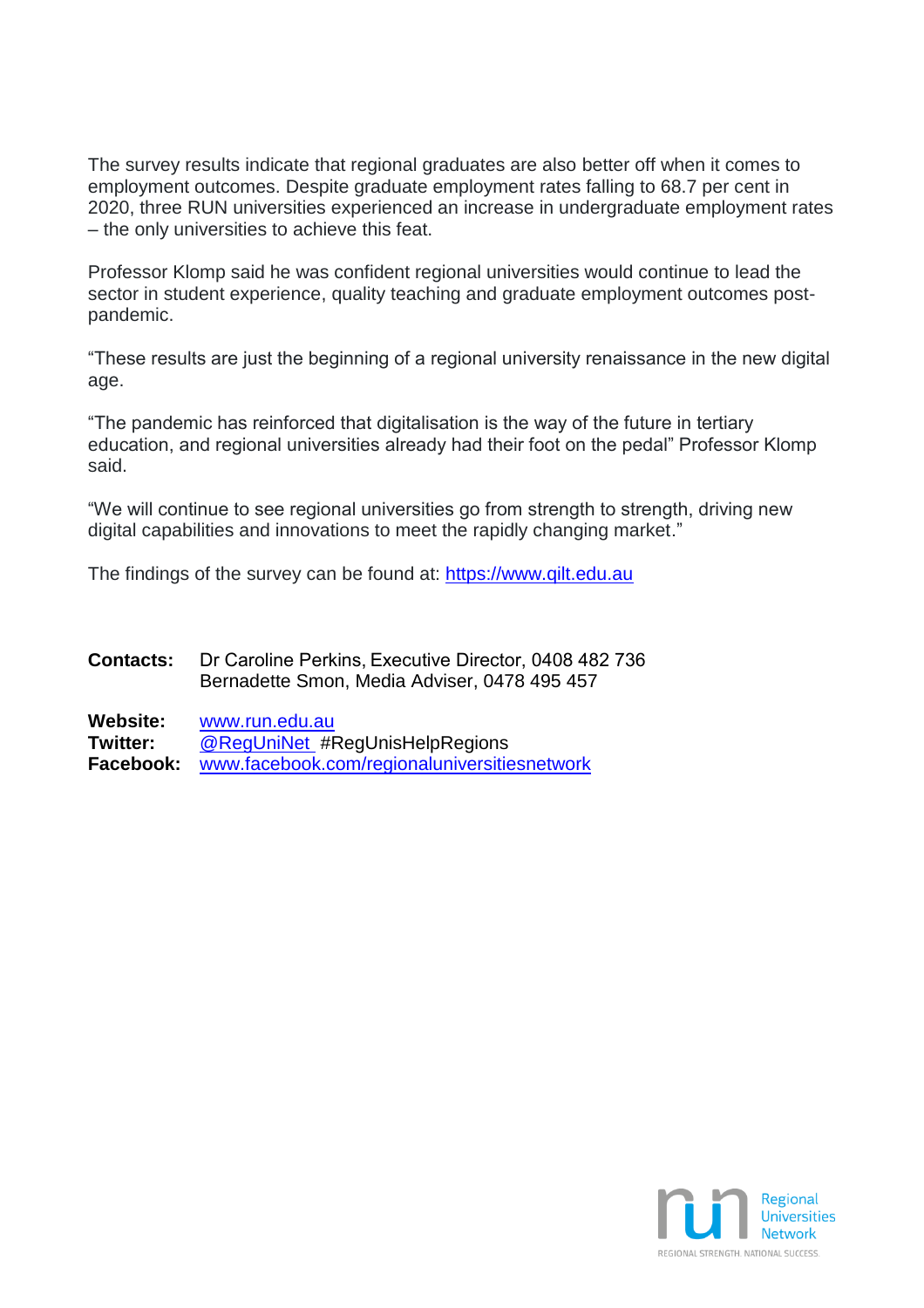The survey results indicate that regional graduates are also better off when it comes to employment outcomes. Despite graduate employment rates falling to 68.7 per cent in 2020, three RUN universities experienced an increase in undergraduate employment rates – the only universities to achieve this feat.

Professor Klomp said he was confident regional universities would continue to lead the sector in student experience, quality teaching and graduate employment outcomes post-pandemic.

"These results are just the beginning of a regional university renaissance in the new digital age.

"The pandemic has reinforced that digitalisation is the way of the future in tertiary education, and regional universities already had their foot on the pedal" Professor Klomp said.

"We will continue to see regional universities go from strength to strength, driving new digital capabilities and innovations to meet the rapidly changing market."

The findings of the survey can be found at: https://www.qilt.edu.au

**Contacts:** Dr Caroline Perkins, Executive Director, 0408 482 736
Bernadette Smon, Media Adviser, 0478 495 457

**Website:** www.run.edu.au
**Twitter:** @RegUniNet #RegUnisHelpRegions
**Facebook:** www.facebook.com/regionaluniversitiesnetwork

Regional Universities Network
REGIONAL STRENGTH. NATIONAL SUCCESS.